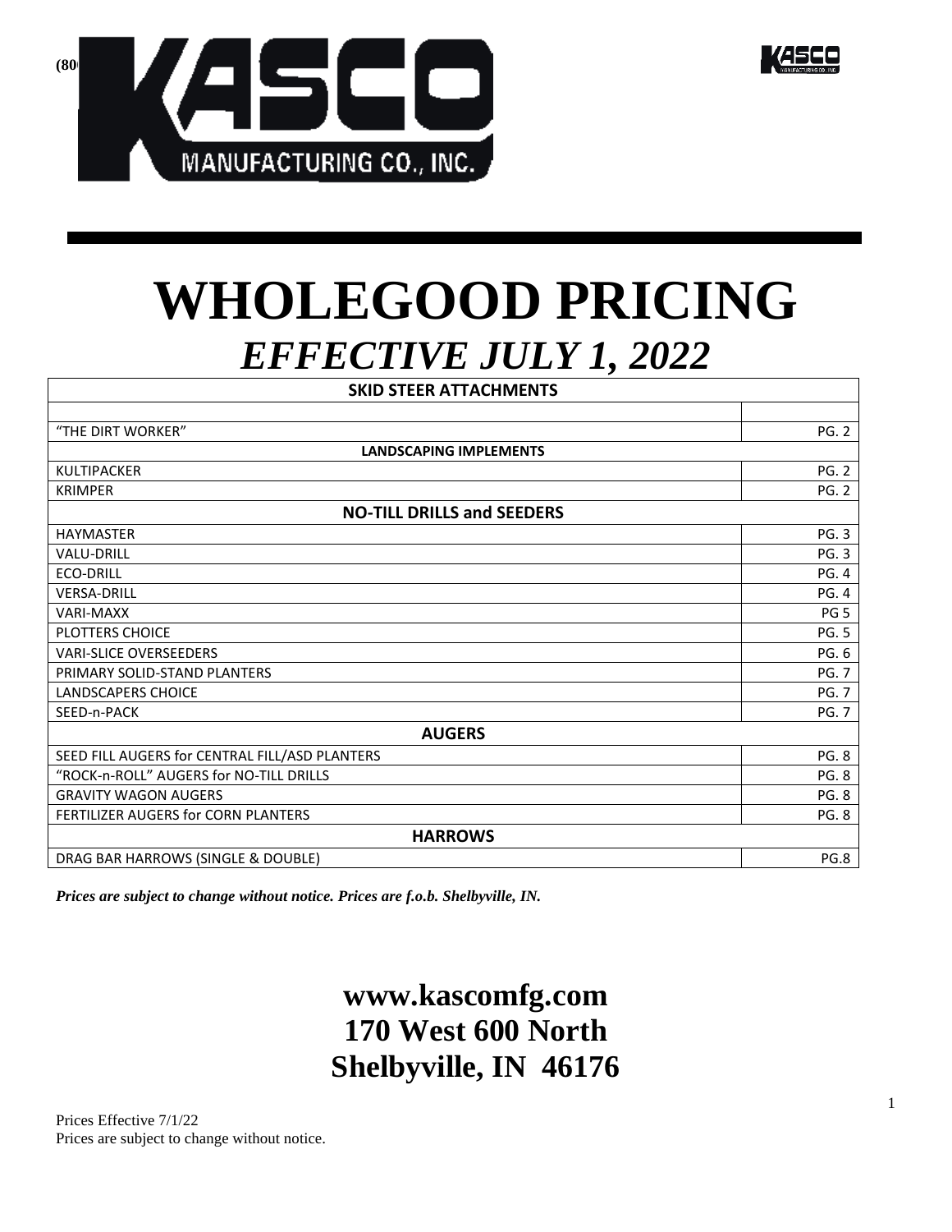(80

KASCO MANUFACTURING CO., INC.

# WHOLEGOOD PRICING

## *EFFECTIVE JULY 1, 2022*

| SKID STEER ATTACHMENTS | |
|---|---|
| | |
| "THE DIRT WORKER" | PG. 2 |
| **LANDSCAPING IMPLEMENTS** | |
| KULTIPACKER | PG. 2 |
| KRIMPER | PG. 2 |
| **NO-TILL DRILLS and SEEDERS** | |
| HAYMASTER | PG. 3 |
| VALU-DRILL | PG. 3 |
| ECO-DRILL | PG. 4 |
| VERSA-DRILL | PG. 4 |
| VARI-MAXX | PG 5 |
| PLOTTERS CHOICE | PG. 5 |
| VARI-SLICE OVERSEEDERS | PG. 6 |
| PRIMARY SOLID-STAND PLANTERS | PG. 7 |
| LANDSCAPERS CHOICE | PG. 7 |
| SEED-n-PACK | PG. 7 |
| **AUGERS** | |
| SEED FILL AUGERS for CENTRAL FILL/ASD PLANTERS | PG. 8 |
| "ROCK-n-ROLL" AUGERS for NO-TILL DRILLS | PG. 8 |
| GRAVITY WAGON AUGERS | PG. 8 |
| FERTILIZER AUGERS for CORN PLANTERS | PG. 8 |
| **HARROWS** | |
| DRAG BAR HARROWS (SINGLE & DOUBLE) | PG.8 |

***Prices are subject to change without notice. Prices are f.o.b. Shelbyville, IN.***

**www.kascomfg.com**
**170 West 600 North**
**Shelbyville, IN 46176**

Prices Effective 7/1/22
Prices are subject to change without notice.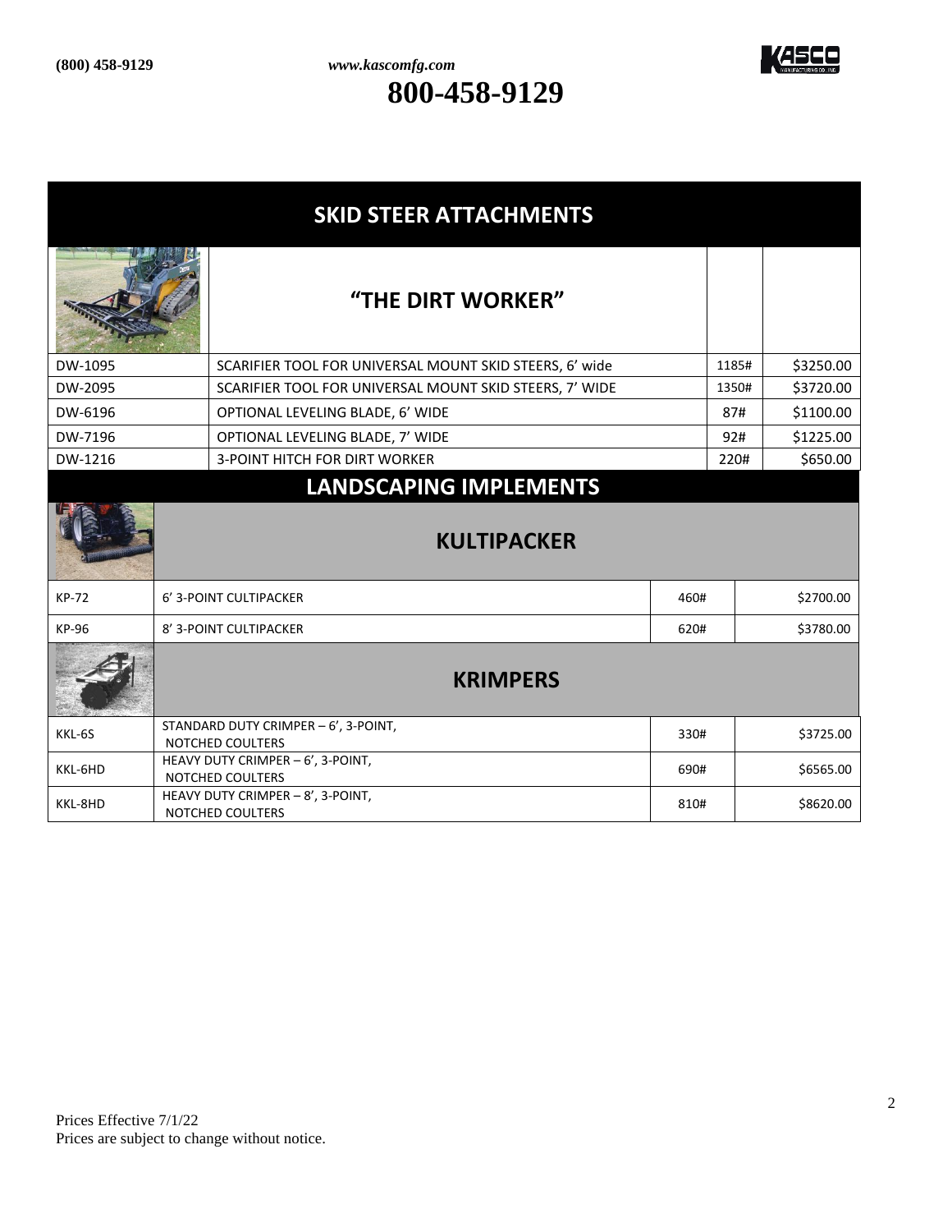# SKID STEER ATTACHMENTS

## "THE DIRT WORKER"

| | | | |
|---|---|---|---|
| DW-1095 | SCARIFIER TOOL FOR UNIVERSAL MOUNT SKID STEERS, 6' wide | 1185# | $3250.00 |
| DW-2095 | SCARIFIER TOOL FOR UNIVERSAL MOUNT SKID STEERS, 7' WIDE | 1350# | $3720.00 |
| DW-6196 | OPTIONAL LEVELING BLADE, 6' WIDE | 87# | $1100.00 |
| DW-7196 | OPTIONAL LEVELING BLADE, 7' WIDE | 92# | $1225.00 |
| DW-1216 | 3-POINT HITCH FOR DIRT WORKER | 220# | $650.00 |

# LANDSCAPING IMPLEMENTS

## KULTIPACKER

| | | | |
|---|---|---|---|
| KP-72 | 6' 3-POINT CULTIPACKER | 460# | $2700.00 |
| KP-96 | 8' 3-POINT CULTIPACKER | 620# | $3780.00 |

## KRIMPERS

| | | | |
|---|---|---|---|
| KKL-6S | STANDARD DUTY CRIMPER – 6', 3-POINT, NOTCHED COULTERS | 330# | $3725.00 |
| KKL-6HD | HEAVY DUTY CRIMPER – 6', 3-POINT, NOTCHED COULTERS | 690# | $6565.00 |
| KKL-8HD | HEAVY DUTY CRIMPER – 8', 3-POINT, NOTCHED COULTERS | 810# | $8620.00 |

Prices Effective 7/1/22
Prices are subject to change without notice.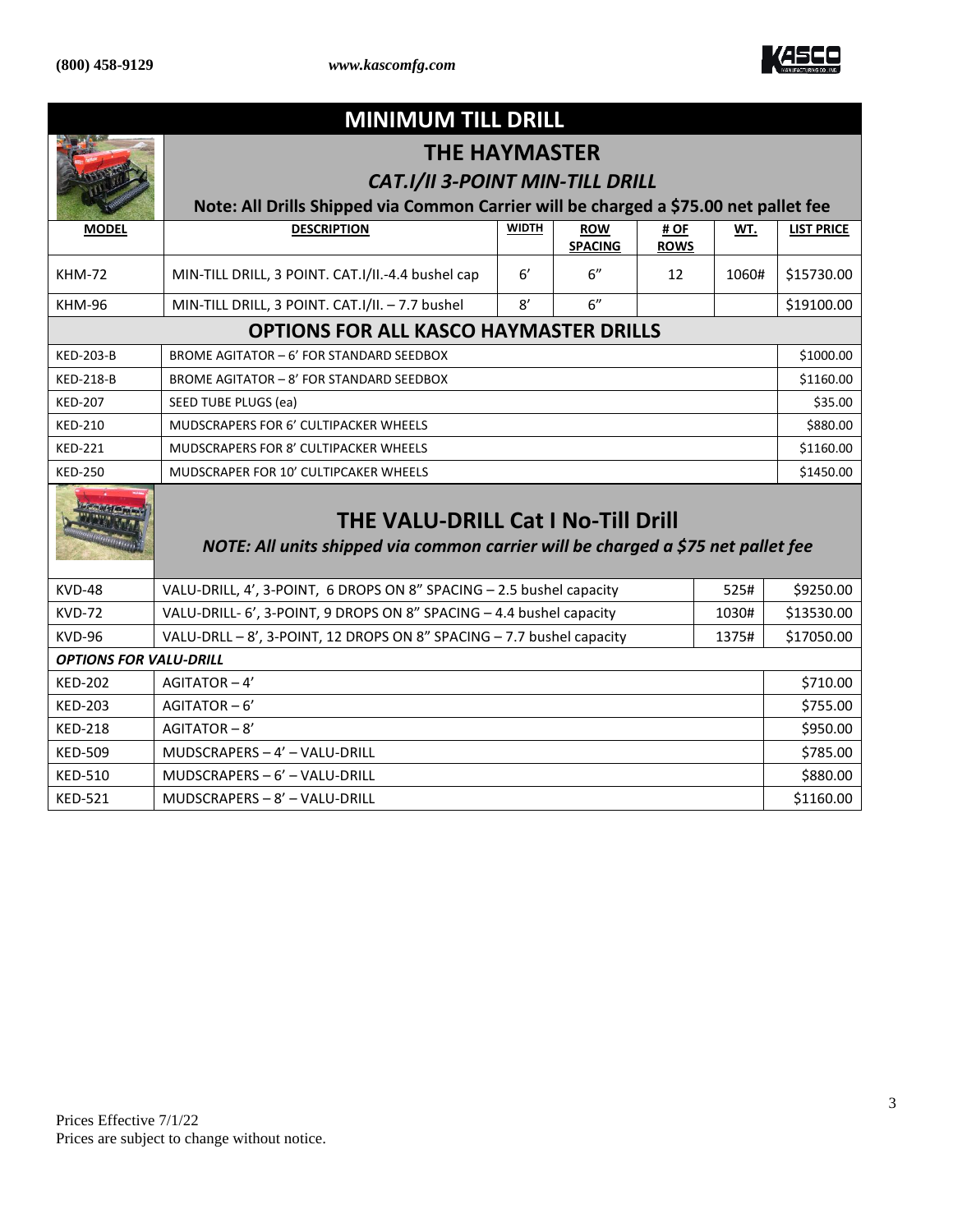# MINIMUM TILL DRILL

## THE HAYMASTER

### *CAT.I/II 3-POINT MIN-TILL DRILL*

**Note: All Drills Shipped via Common Carrier will be charged a $75.00 net pallet fee**

| MODEL | DESCRIPTION | WIDTH | ROW SPACING | # OF ROWS | WT. | LIST PRICE |
|---|---|---|---|---|---|---|
| KHM-72 | MIN-TILL DRILL, 3 POINT. CAT.I/II.-4.4 bushel cap | 6' | 6" | 12 | 1060# | $15730.00 |
| KHM-96 | MIN-TILL DRILL, 3 POINT. CAT.I/II. – 7.7 bushel | 8' | 6" | | | $19100.00 |

### OPTIONS FOR ALL KASCO HAYMASTER DRILLS

| | | |
|---|---|---|
| KED-203-B | BROME AGITATOR – 6' FOR STANDARD SEEDBOX | $1000.00 |
| KED-218-B | BROME AGITATOR – 8' FOR STANDARD SEEDBOX | $1160.00 |
| KED-207 | SEED TUBE PLUGS (ea) | $35.00 |
| KED-210 | MUDSCRAPERS FOR 6' CULTIPACKER WHEELS | $880.00 |
| KED-221 | MUDSCRAPERS FOR 8' CULTIPACKER WHEELS | $1160.00 |
| KED-250 | MUDSCRAPER FOR 10' CULTIPCAKER WHEELS | $1450.00 |

## THE VALU-DRILL Cat I No-Till Drill

***NOTE: All units shipped via common carrier will be charged a $75 net pallet fee***

| | | | |
|---|---|---|---|
| KVD-48 | VALU-DRILL, 4', 3-POINT, 6 DROPS ON 8" SPACING – 2.5 bushel capacity | 525# | $9250.00 |
| KVD-72 | VALU-DRILL- 6', 3-POINT, 9 DROPS ON 8" SPACING – 4.4 bushel capacity | 1030# | $13530.00 |
| KVD-96 | VALU-DRLL – 8', 3-POINT, 12 DROPS ON 8" SPACING – 7.7 bushel capacity | 1375# | $17050.00 |

***OPTIONS FOR VALU-DRILL***

| | | |
|---|---|---|
| KED-202 | AGITATOR – 4' | $710.00 |
| KED-203 | AGITATOR – 6' | $755.00 |
| KED-218 | AGITATOR – 8' | $950.00 |
| KED-509 | MUDSCRAPERS – 4' – VALU-DRILL | $785.00 |
| KED-510 | MUDSCRAPERS – 6' – VALU-DRILL | $880.00 |
| KED-521 | MUDSCRAPERS – 8' – VALU-DRILL | $1160.00 |

Prices Effective 7/1/22
Prices are subject to change without notice.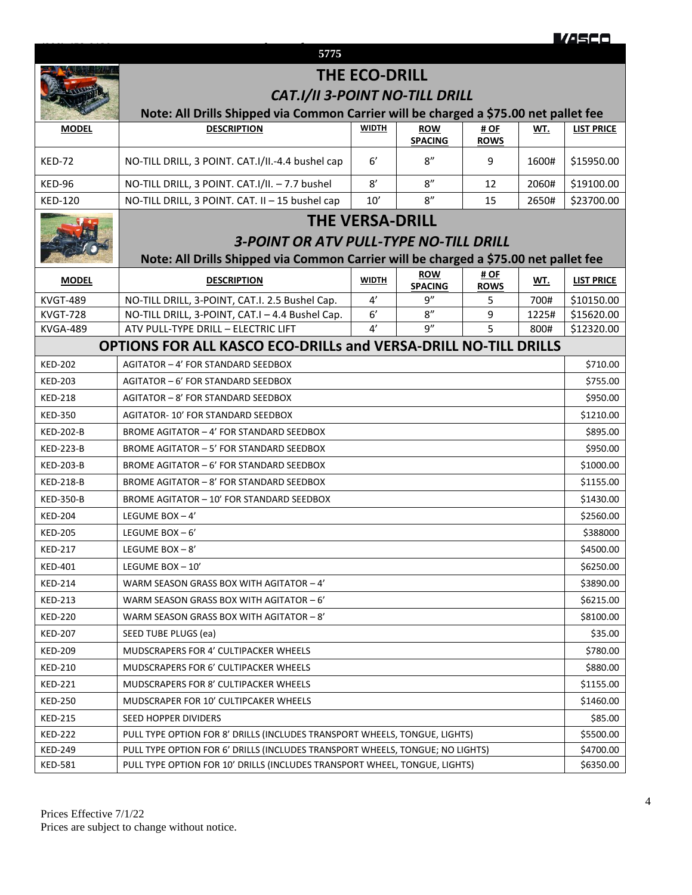5775

## THE ECO-DRILL

### *CAT.I/II 3-POINT NO-TILL DRILL*

**Note: All Drills Shipped via Common Carrier will be charged a $75.00 net pallet fee**

| MODEL | DESCRIPTION | WIDTH | ROW SPACING | # OF ROWS | WT. | LIST PRICE |
|---|---|---|---|---|---|---|
| KED-72 | NO-TILL DRILL, 3 POINT. CAT.I/II.-4.4 bushel cap | 6′ | 8″ | 9 | 1600# | $15950.00 |
| KED-96 | NO-TILL DRILL, 3 POINT. CAT.I/II. – 7.7 bushel | 8′ | 8″ | 12 | 2060# | $19100.00 |
| KED-120 | NO-TILL DRILL, 3 POINT. CAT. II – 15 bushel cap | 10′ | 8″ | 15 | 2650# | $23700.00 |

## THE VERSA-DRILL

### *3-POINT OR ATV PULL-TYPE NO-TILL DRILL*

**Note: All Drills Shipped via Common Carrier will be charged a $75.00 net pallet fee**

| MODEL | DESCRIPTION | WIDTH | ROW SPACING | # OF ROWS | WT. | LIST PRICE |
|---|---|---|---|---|---|---|
| KVGT-489 | NO-TILL DRILL, 3-POINT, CAT.I. 2.5 Bushel Cap. | 4′ | 9″ | 5 | 700# | $10150.00 |
| KVGT-728 | NO-TILL DRILL, 3-POINT, CAT.I – 4.4 Bushel Cap. | 6′ | 8″ | 9 | 1225# | $15620.00 |
| KVGA-489 | ATV PULL-TYPE DRILL – ELECTRIC LIFT | 4′ | 9″ | 5 | 800# | $12320.00 |

## OPTIONS FOR ALL KASCO ECO-DRILLs and VERSA-DRILL NO-TILL DRILLS

| MODEL | DESCRIPTION | LIST PRICE |
|---|---|---|
| KED-202 | AGITATOR – 4′ FOR STANDARD SEEDBOX | $710.00 |
| KED-203 | AGITATOR – 6′ FOR STANDARD SEEDBOX | $755.00 |
| KED-218 | AGITATOR – 8′ FOR STANDARD SEEDBOX | $950.00 |
| KED-350 | AGITATOR- 10′ FOR STANDARD SEEDBOX | $1210.00 |
| KED-202-B | BROME AGITATOR – 4′ FOR STANDARD SEEDBOX | $895.00 |
| KED-223-B | BROME AGITATOR – 5′ FOR STANDARD SEEDBOX | $950.00 |
| KED-203-B | BROME AGITATOR – 6′ FOR STANDARD SEEDBOX | $1000.00 |
| KED-218-B | BROME AGITATOR – 8′ FOR STANDARD SEEDBOX | $1155.00 |
| KED-350-B | BROME AGITATOR – 10′ FOR STANDARD SEEDBOX | $1430.00 |
| KED-204 | LEGUME BOX – 4′ | $2560.00 |
| KED-205 | LEGUME BOX – 6′ | $388000 |
| KED-217 | LEGUME BOX – 8′ | $4500.00 |
| KED-401 | LEGUME BOX – 10′ | $6250.00 |
| KED-214 | WARM SEASON GRASS BOX WITH AGITATOR – 4′ | $3890.00 |
| KED-213 | WARM SEASON GRASS BOX WITH AGITATOR – 6′ | $6215.00 |
| KED-220 | WARM SEASON GRASS BOX WITH AGITATOR – 8′ | $8100.00 |
| KED-207 | SEED TUBE PLUGS (ea) | $35.00 |
| KED-209 | MUDSCRAPERS FOR 4′ CULTIPACKER WHEELS | $780.00 |
| KED-210 | MUDSCRAPERS FOR 6′ CULTIPACKER WHEELS | $880.00 |
| KED-221 | MUDSCRAPERS FOR 8′ CULTIPACKER WHEELS | $1155.00 |
| KED-250 | MUDSCRAPER FOR 10′ CULTIPCAKER WHEELS | $1460.00 |
| KED-215 | SEED HOPPER DIVIDERS | $85.00 |
| KED-222 | PULL TYPE OPTION FOR 8′ DRILLS (INCLUDES TRANSPORT WHEELS, TONGUE, LIGHTS) | $5500.00 |
| KED-249 | PULL TYPE OPTION FOR 6′ DRILLS (INCLUDES TRANSPORT WHEELS, TONGUE; NO LIGHTS) | $4700.00 |
| KED-581 | PULL TYPE OPTION FOR 10′ DRILLS (INCLUDES TRANSPORT WHEEL, TONGUE, LIGHTS) | $6350.00 |

Prices Effective 7/1/22
Prices are subject to change without notice.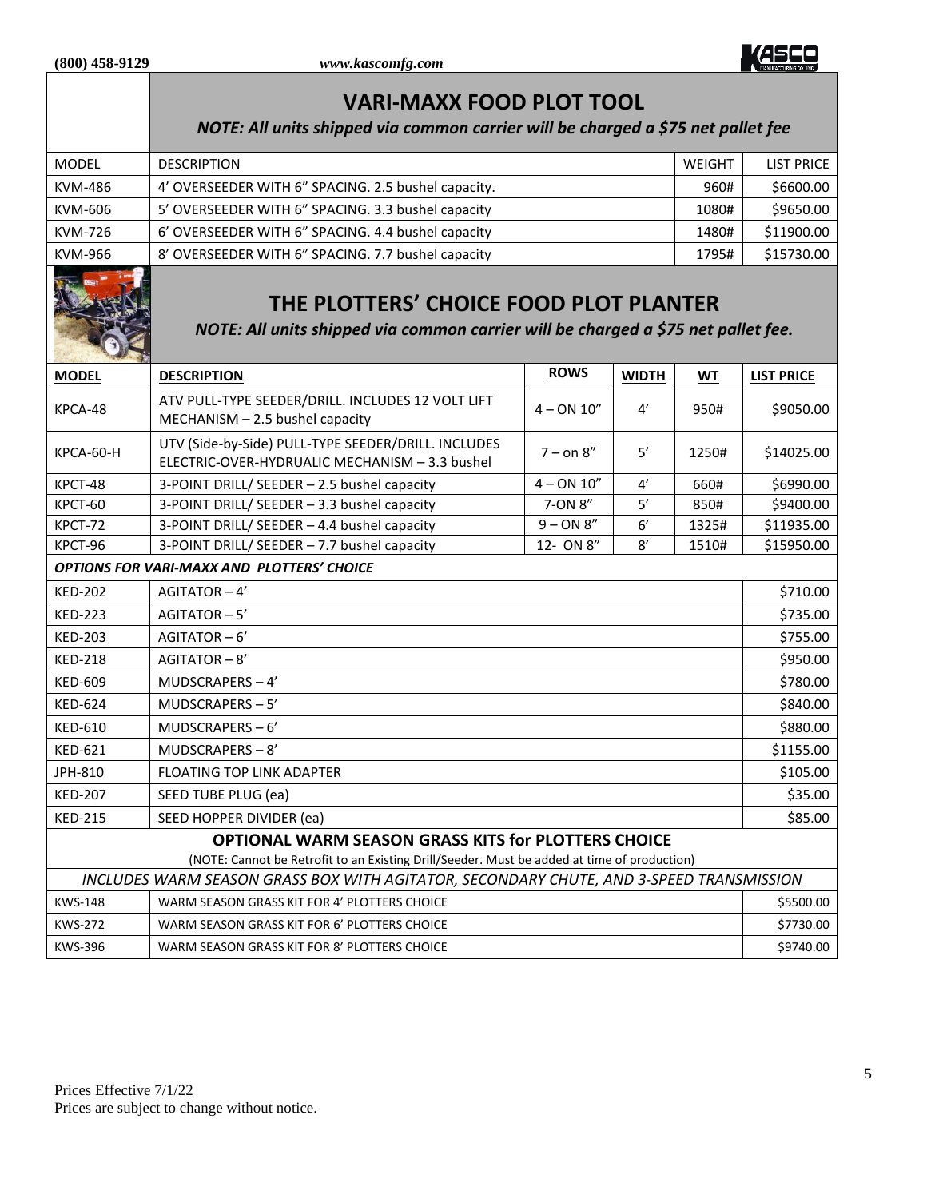# VARI-MAXX FOOD PLOT TOOL

*NOTE: All units shipped via common carrier will be charged a $75 net pallet fee*

| MODEL | DESCRIPTION | WEIGHT | LIST PRICE |
|---|---|---|---|
| KVM-486 | 4' OVERSEEDER WITH 6" SPACING. 2.5 bushel capacity. | 960# | $6600.00 |
| KVM-606 | 5' OVERSEEDER WITH 6" SPACING. 3.3 bushel capacity | 1080# | $9650.00 |
| KVM-726 | 6' OVERSEEDER WITH 6" SPACING. 4.4 bushel capacity | 1480# | $11900.00 |
| KVM-966 | 8' OVERSEEDER WITH 6" SPACING. 7.7 bushel capacity | 1795# | $15730.00 |

# THE PLOTTERS' CHOICE FOOD PLOT PLANTER

*NOTE: All units shipped via common carrier will be charged a $75 net pallet fee.*

| MODEL | DESCRIPTION | ROWS | WIDTH | WT | LIST PRICE |
|---|---|---|---|---|---|
| KPCA-48 | ATV PULL-TYPE SEEDER/DRILL. INCLUDES 12 VOLT LIFT MECHANISM – 2.5 bushel capacity | 4 – ON 10" | 4' | 950# | $9050.00 |
| KPCA-60-H | UTV (Side-by-Side) PULL-TYPE SEEDER/DRILL. INCLUDES ELECTRIC-OVER-HYDRUALIC MECHANISM – 3.3 bushel | 7 – on 8" | 5' | 1250# | $14025.00 |
| KPCT-48 | 3-POINT DRILL/ SEEDER – 2.5 bushel capacity | 4 – ON 10" | 4' | 660# | $6990.00 |
| KPCT-60 | 3-POINT DRILL/ SEEDER – 3.3 bushel capacity | 7-ON 8" | 5' | 850# | $9400.00 |
| KPCT-72 | 3-POINT DRILL/ SEEDER – 4.4 bushel capacity | 9 – ON 8" | 6' | 1325# | $11935.00 |
| KPCT-96 | 3-POINT DRILL/ SEEDER – 7.7 bushel capacity | 12- ON 8" | 8' | 1510# | $15950.00 |

***OPTIONS FOR VARI-MAXX AND PLOTTERS' CHOICE***

| MODEL | DESCRIPTION | LIST PRICE |
|---|---|---|
| KED-202 | AGITATOR – 4' | $710.00 |
| KED-223 | AGITATOR – 5' | $735.00 |
| KED-203 | AGITATOR – 6' | $755.00 |
| KED-218 | AGITATOR – 8' | $950.00 |
| KED-609 | MUDSCRAPERS – 4' | $780.00 |
| KED-624 | MUDSCRAPERS – 5' | $840.00 |
| KED-610 | MUDSCRAPERS – 6' | $880.00 |
| KED-621 | MUDSCRAPERS – 8' | $1155.00 |
| JPH-810 | FLOATING TOP LINK ADAPTER | $105.00 |
| KED-207 | SEED TUBE PLUG (ea) | $35.00 |
| KED-215 | SEED HOPPER DIVIDER (ea) | $85.00 |

**OPTIONAL WARM SEASON GRASS KITS for PLOTTERS CHOICE**

(NOTE: Cannot be Retrofit to an Existing Drill/Seeder. Must be added at time of production)

*INCLUDES WARM SEASON GRASS BOX WITH AGITATOR, SECONDARY CHUTE, AND 3-SPEED TRANSMISSION*

| MODEL | DESCRIPTION | LIST PRICE |
|---|---|---|
| KWS-148 | WARM SEASON GRASS KIT FOR 4' PLOTTERS CHOICE | $5500.00 |
| KWS-272 | WARM SEASON GRASS KIT FOR 6' PLOTTERS CHOICE | $7730.00 |
| KWS-396 | WARM SEASON GRASS KIT FOR 8' PLOTTERS CHOICE | $9740.00 |

Prices Effective 7/1/22
Prices are subject to change without notice.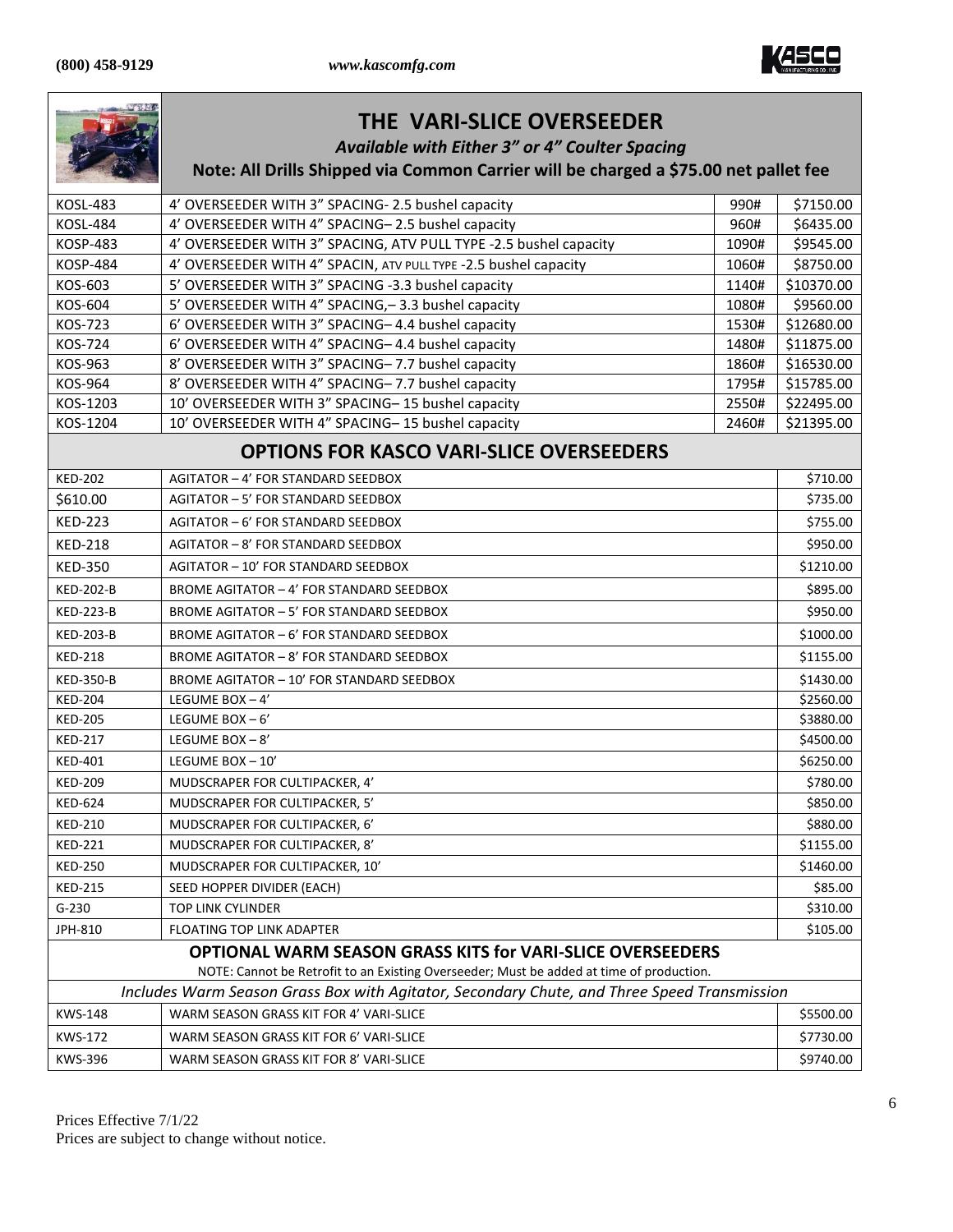## THE VARI-SLICE OVERSEEDER

*Available with Either 3" or 4" Coulter Spacing*

**Note: All Drills Shipped via Common Carrier will be charged a $75.00 net pallet fee**

| | | | |
|---|---|---|---|
| KOSL-483 | 4' OVERSEEDER WITH 3" SPACING- 2.5 bushel capacity | 990# | $7150.00 |
| KOSL-484 | 4' OVERSEEDER WITH 4" SPACING– 2.5 bushel capacity | 960# | $6435.00 |
| KOSP-483 | 4' OVERSEEDER WITH 3" SPACING, ATV PULL TYPE -2.5 bushel capacity | 1090# | $9545.00 |
| KOSP-484 | 4' OVERSEEDER WITH 4" SPACIN, ATV PULL TYPE -2.5 bushel capacity | 1060# | $8750.00 |
| KOS-603 | 5' OVERSEEDER WITH 3" SPACING -3.3 bushel capacity | 1140# | $10370.00 |
| KOS-604 | 5' OVERSEEDER WITH 4" SPACING,– 3.3 bushel capacity | 1080# | $9560.00 |
| KOS-723 | 6' OVERSEEDER WITH 3" SPACING– 4.4 bushel capacity | 1530# | $12680.00 |
| KOS-724 | 6' OVERSEEDER WITH 4" SPACING– 4.4 bushel capacity | 1480# | $11875.00 |
| KOS-963 | 8' OVERSEEDER WITH 3" SPACING– 7.7 bushel capacity | 1860# | $16530.00 |
| KOS-964 | 8' OVERSEEDER WITH 4" SPACING– 7.7 bushel capacity | 1795# | $15785.00 |
| KOS-1203 | 10' OVERSEEDER WITH 3" SPACING– 15 bushel capacity | 2550# | $22495.00 |
| KOS-1204 | 10' OVERSEEDER WITH 4" SPACING– 15 bushel capacity | 2460# | $21395.00 |

## OPTIONS FOR KASCO VARI-SLICE OVERSEEDERS

| | | |
|---|---|---|
| KED-202 | AGITATOR – 4' FOR STANDARD SEEDBOX | $710.00 |
| $610.00 | AGITATOR – 5' FOR STANDARD SEEDBOX | $735.00 |
| KED-223 | AGITATOR – 6' FOR STANDARD SEEDBOX | $755.00 |
| KED-218 | AGITATOR – 8' FOR STANDARD SEEDBOX | $950.00 |
| KED-350 | AGITATOR – 10' FOR STANDARD SEEDBOX | $1210.00 |
| KED-202-B | BROME AGITATOR – 4' FOR STANDARD SEEDBOX | $895.00 |
| KED-223-B | BROME AGITATOR – 5' FOR STANDARD SEEDBOX | $950.00 |
| KED-203-B | BROME AGITATOR – 6' FOR STANDARD SEEDBOX | $1000.00 |
| KED-218 | BROME AGITATOR – 8' FOR STANDARD SEEDBOX | $1155.00 |
| KED-350-B | BROME AGITATOR – 10' FOR STANDARD SEEDBOX | $1430.00 |
| KED-204 | LEGUME BOX – 4' | $2560.00 |
| KED-205 | LEGUME BOX – 6' | $3880.00 |
| KED-217 | LEGUME BOX – 8' | $4500.00 |
| KED-401 | LEGUME BOX – 10' | $6250.00 |
| KED-209 | MUDSCRAPER FOR CULTIPACKER, 4' | $780.00 |
| KED-624 | MUDSCRAPER FOR CULTIPACKER, 5' | $850.00 |
| KED-210 | MUDSCRAPER FOR CULTIPACKER, 6' | $880.00 |
| KED-221 | MUDSCRAPER FOR CULTIPACKER, 8' | $1155.00 |
| KED-250 | MUDSCRAPER FOR CULTIPACKER, 10' | $1460.00 |
| KED-215 | SEED HOPPER DIVIDER (EACH) | $85.00 |
| G-230 | TOP LINK CYLINDER | $310.00 |
| JPH-810 | FLOATING TOP LINK ADAPTER | $105.00 |

## OPTIONAL WARM SEASON GRASS KITS for VARI-SLICE OVERSEEDERS

NOTE: Cannot be Retrofit to an Existing Overseeder; Must be added at time of production.

*Includes Warm Season Grass Box with Agitator, Secondary Chute, and Three Speed Transmission*

| | | |
|---|---|---|
| KWS-148 | WARM SEASON GRASS KIT FOR 4' VARI-SLICE | $5500.00 |
| KWS-172 | WARM SEASON GRASS KIT FOR 6' VARI-SLICE | $7730.00 |
| KWS-396 | WARM SEASON GRASS KIT FOR 8' VARI-SLICE | $9740.00 |

Prices Effective 7/1/22
Prices are subject to change without notice.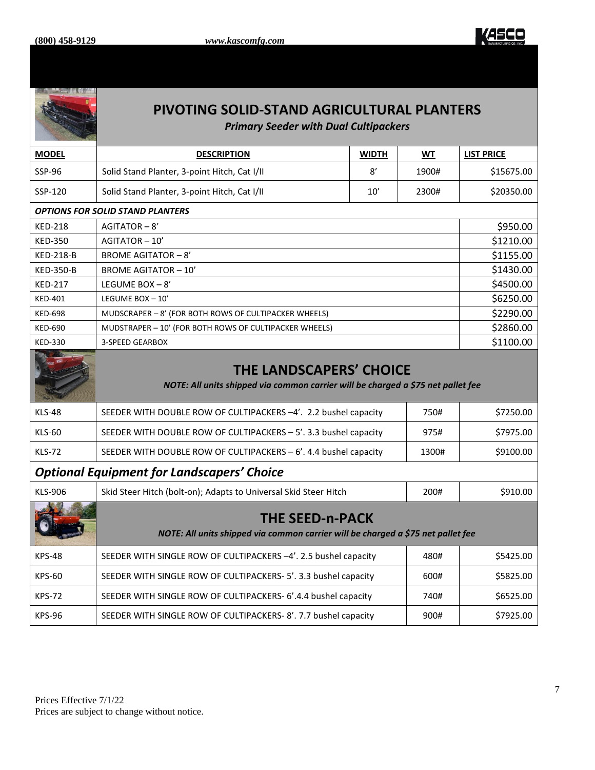## PIVOTING SOLID-STAND AGRICULTURAL PLANTERS

*Primary Seeder with Dual Cultipackers*

| MODEL | DESCRIPTION | WIDTH | WT | LIST PRICE |
|---|---|---|---|---|
| SSP-96 | Solid Stand Planter, 3-point Hitch, Cat I/II | 8' | 1900# | $15675.00 |
| SSP-120 | Solid Stand Planter, 3-point Hitch, Cat I/II | 10' | 2300# | $20350.00 |
| ***OPTIONS FOR SOLID STAND PLANTERS*** | | | | |
| KED-218 | AGITATOR – 8' | | | $950.00 |
| KED-350 | AGITATOR – 10' | | | $1210.00 |
| KED-218-B | BROME AGITATOR – 8' | | | $1155.00 |
| KED-350-B | BROME AGITATOR – 10' | | | $1430.00 |
| KED-217 | LEGUME BOX – 8' | | | $4500.00 |
| KED-401 | LEGUME BOX – 10' | | | $6250.00 |
| KED-698 | MUDSCRAPER – 8' (FOR BOTH ROWS OF CULTIPACKER WHEELS) | | | $2290.00 |
| KED-690 | MUDSTRAPER – 10' (FOR BOTH ROWS OF CULTIPACKER WHEELS) | | | $2860.00 |
| KED-330 | 3-SPEED GEARBOX | | | $1100.00 |

## THE LANDSCAPERS' CHOICE

*NOTE: All units shipped via common carrier will be charged a $75 net pallet fee*

| MODEL | DESCRIPTION | WT | LIST PRICE |
|---|---|---|---|
| KLS-48 | SEEDER WITH DOUBLE ROW OF CULTIPACKERS –4'. 2.2 bushel capacity | 750# | $7250.00 |
| KLS-60 | SEEDER WITH DOUBLE ROW OF CULTIPACKERS – 5'. 3.3 bushel capacity | 975# | $7975.00 |
| KLS-72 | SEEDER WITH DOUBLE ROW OF CULTIPACKERS – 6'. 4.4 bushel capacity | 1300# | $9100.00 |
| ***Optional Equipment for Landscapers' Choice*** | | | |
| KLS-906 | Skid Steer Hitch (bolt-on); Adapts to Universal Skid Steer Hitch | 200# | $910.00 |

## THE SEED-n-PACK

*NOTE: All units shipped via common carrier will be charged a $75 net pallet fee*

| MODEL | DESCRIPTION | WT | LIST PRICE |
|---|---|---|---|
| KPS-48 | SEEDER WITH SINGLE ROW OF CULTIPACKERS –4'. 2.5 bushel capacity | 480# | $5425.00 |
| KPS-60 | SEEDER WITH SINGLE ROW OF CULTIPACKERS- 5'. 3.3 bushel capacity | 600# | $5825.00 |
| KPS-72 | SEEDER WITH SINGLE ROW OF CULTIPACKERS- 6'.4.4 bushel capacity | 740# | $6525.00 |
| KPS-96 | SEEDER WITH SINGLE ROW OF CULTIPACKERS- 8'. 7.7 bushel capacity | 900# | $7925.00 |

Prices Effective 7/1/22
Prices are subject to change without notice.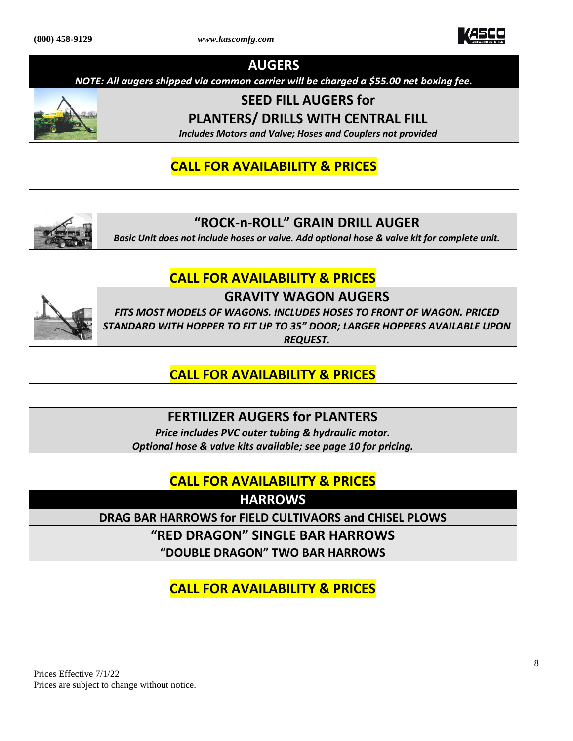# AUGERS

***NOTE: All augers shipped via common carrier will be charged a $55.00 net boxing fee.***

## SEED FILL AUGERS for PLANTERS/ DRILLS WITH CENTRAL FILL

*Includes Motors and Valve; Hoses and Couplers not provided*

**CALL FOR AVAILABILITY & PRICES**

## "ROCK-n-ROLL" GRAIN DRILL AUGER

*Basic Unit does not include hoses or valve. Add optional hose & valve kit for complete unit.*

**CALL FOR AVAILABILITY & PRICES**

## GRAVITY WAGON AUGERS

*FITS MOST MODELS OF WAGONS. INCLUDES HOSES TO FRONT OF WAGON. PRICED STANDARD WITH HOPPER TO FIT UP TO 35" DOOR; LARGER HOPPERS AVAILABLE UPON REQUEST.*

**CALL FOR AVAILABILITY & PRICES**

## FERTILIZER AUGERS for PLANTERS

*Price includes PVC outer tubing & hydraulic motor.*
*Optional hose & valve kits available; see page 10 for pricing.*

**CALL FOR AVAILABILITY & PRICES**

# HARROWS

**DRAG BAR HARROWS for FIELD CULTIVAORS and CHISEL PLOWS**

**"RED DRAGON" SINGLE BAR HARROWS**

**"DOUBLE DRAGON" TWO BAR HARROWS**

**CALL FOR AVAILABILITY & PRICES**

Prices Effective 7/1/22
Prices are subject to change without notice.